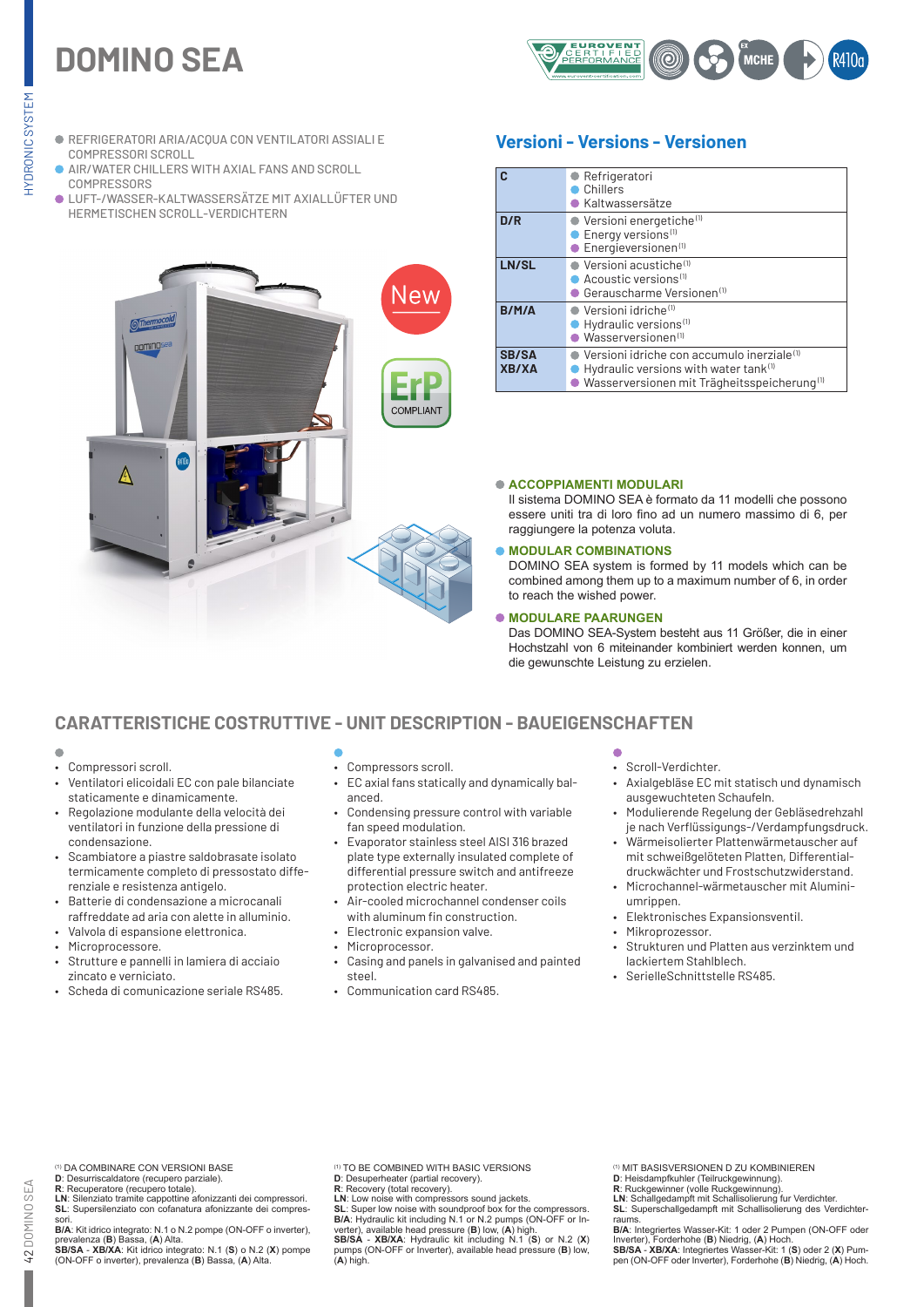# DOMINO SEA

- REFRIGERATORI ARIA/ACQUA CON VENTILATORI ASSIALI E COMPRESSORI SCROLL
- AIR/WATER CHILLERS WITH AXIAL FANS AND SCROLL COMPRESSORS
- LUFT-/WASSER-KALTWASSERSÄTZE MIT AXIALLÜFTER UND HERMETISCHEN SCROLL-VERDICHTERN

## Versioni - Versions - Versionen

| | |
|---|---|
| **C** | Refrigeratori<br>Chillers<br>Kaltwassersätze |
| **D/R** | Versioni energetiche[1]<br>Energy versions[1]<br>Energieversionen[1] |
| **LN/SL** | Versioni acustiche[1]<br>Acoustic versions[1]<br>Gerauscharme Versionen[1] |
| **B/M/A** | Versioni idriche[1]<br>Hydraulic versions[1]<br>Wasserversionen[1] |
| **SB/SA XB/XA** | Versioni idriche con accumulo inerziale[1]<br>Hydraulic versions with water tank[1]<br>Wasserversionen mit Trägheitsspeicherung[1] |

### ACCOPPIAMENTI MODULARI

Il sistema DOMINO SEA è formato da 11 modelli che possono essere uniti tra di loro fino ad un numero massimo di 6, per raggiungere la potenza voluta.

### MODULAR COMBINATIONS

DOMINO SEA system is formed by 11 models which can be combined among them up to a maximum number of 6, in order to reach the wished power.

### MODULARE PAARUNGEN

Das DOMINO SEA-System besteht aus 11 Größer, die in einer Hochstzahl von 6 miteinander kombiniert werden konnen, um die gewunschte Leistung zu erzielen.

## CARATTERISTICHE COSTRUTTIVE - UNIT DESCRIPTION - BAUEIGENSCHAFTEN

- Compressori scroll.
- Ventilatori elicoidali EC con pale bilanciate staticamente e dinamicamente.
- Regolazione modulante della velocità dei ventilatori in funzione della pressione di condensazione.
- Scambiatore a piastre saldobrasate isolato termicamente completo di pressostato differenziale e resistenza antigelo.
- Batterie di condensazione a microcanali raffreddate ad aria con alette in alluminio.
- Valvola di espansione elettronica.
- Microprocessore.
- Strutture e pannelli in lamiera di acciaio zincato e verniciato.
- Scheda di comunicazione seriale RS485.

- Compressors scroll.
- EC axial fans statically and dynamically balanced.
- Condensing pressure control with variable fan speed modulation.
- Evaporator stainless steel AISI 316 brazed plate type externally insulated complete of differential pressure switch and antifreeze protection electric heater.
- Air-cooled microchannel condenser coils with aluminum fin construction.
- Electronic expansion valve.
- Microprocessor.
- Casing and panels in galvanised and painted steel.
- Communication card RS485.

- Scroll-Verdichter.
- Axialgebläse EC mit statisch und dynamisch ausgewuchteten Schaufeln.
- Modulierende Regelung der Gebläsedrehzahl je nach Verflüssigungs-/Verdampfungsdruck.
- Wärmeisolierter Plattenwärmetauscher auf mit schweißgelöteten Platten, Differentialdruckwächter und Frostschutzwiderstand.
- Microchannel-wärmetauscher mit Aluminiumrippen.
- Elektronisches Expansionsventil.
- Mikroprozessor.
- Strukturen und Platten aus verzinktem und lackiertem Stahlblech.
- SerielleSchnittstelle RS485.

[1] DA COMBINARE CON VERSIONI BASE
**D**: Desurriscaldatore (recupero parziale).
**R**: Recuperatore (recupero totale).
**LN**: Silenziato tramite cappottine afonizzanti dei compressori.
**SL**: Supersilenziato con cofanatura afonizzante dei compressori.
**B/A**: Kit idrico integrato: N.1 o N.2 pompe (ON-OFF o inverter), prevalenza (**B**) Bassa, (**A**) Alta.
**SB/SA** - **XB/XA**: Kit idrico integrato: N.1 (**S**) o N.2 (**X**) pompe (ON-OFF o inverter), prevalenza (**B**) Bassa, (**A**) Alta.

[1] TO BE COMBINED WITH BASIC VERSIONS
**D**: Desuperheater (partial recovery).
**R**: Recovery (total recovery).
**LN**: Low noise with compressors sound jackets.
**SL**: Super low noise with soundproof box for the compressors.
**B/A**: Hydraulic kit including N.1 or N.2 pumps (ON-OFF or Inverter), available head pressure (**B**) low, (**A**) high.
**SB/SA** - **XB/XA**: Hydraulic kit including N.1 (**S**) or N.2 (**X**) pumps (ON-OFF or Inverter), available head pressure (**B**) low, (**A**) high.

[1] MIT BASISVERSIONEN D ZU KOMBINIEREN
**D**: Heisdampfkuhler (Teilruckgewinnung).
**R**: Ruckgewinner (volle Ruckgewinnung).
**LN**: Schallgedampft mit Schallisolierung fur Verdichter.
**SL**: Superschallgedampft mit Schallisolierung des Verdichterraums.
**B/A**: Integriertes Wasser-Kit: 1 oder 2 Pumpen (ON-OFF oder Inverter), Forderhohe (**B**) Niedrig, (**A**) Hoch.
**SB/SA** - **XB/XA**: Integriertes Wasser-Kit: 1 (**S**) oder 2 (**X**) Pumpen (ON-OFF oder Inverter), Forderhohe (**B**) Niedrig, (**A**) Hoch.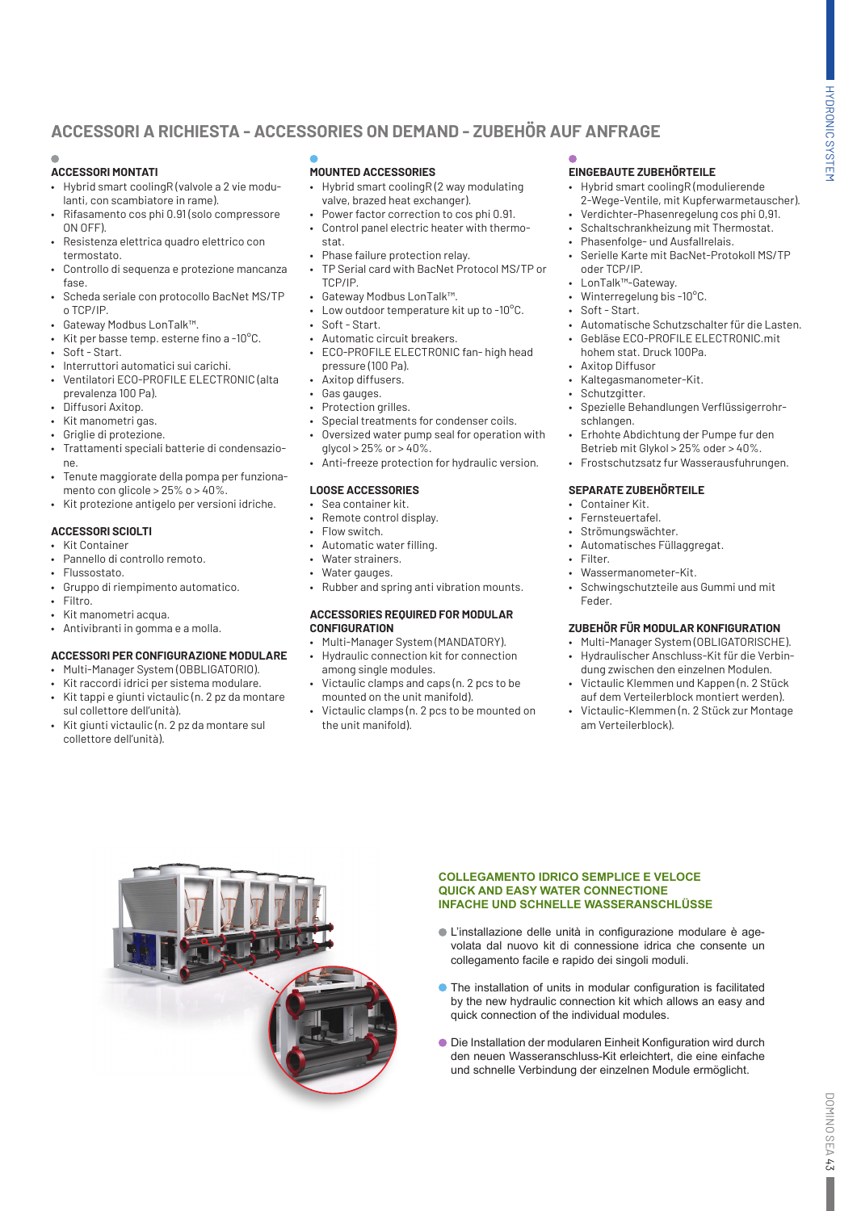## ACCESSORI A RICHIESTA - ACCESSORIES ON DEMAND - ZUBEHÖR AUF ANFRAGE

### ACCESSORI MONTATI

- Hybrid smart coolingR (valvole a 2 vie modulanti, con scambiatore in rame).
- Rifasamento cos phi 0.91 (solo compressore ON OFF).
- Resistenza elettrica quadro elettrico con termostato.
- Controllo di sequenza e protezione mancanza fase.
- Scheda seriale con protocollo BacNet MS/TP o TCP/IP.
- Gateway Modbus LonTalk™.
- Kit per basse temp. esterne fino a -10°C.
- Soft - Start.
- Interruttori automatici sui carichi.
- Ventilatori ECO-PROFILE ELECTRONIC (alta prevalenza 100 Pa).
- Diffusori Axitop.
- Kit manometri gas.
- Griglie di protezione.
- Trattamenti speciali batterie di condensazione.
- Tenute maggiorate della pompa per funzionamento con glicole > 25% o > 40%.
- Kit protezione antigelo per versioni idriche.

### ACCESSORI SCIOLTI

- Kit Container
- Pannello di controllo remoto.
- Flussostato.
- Gruppo di riempimento automatico.
- Filtro.
- Kit manometri acqua.
- Antivibranti in gomma e a molla.

### ACCESSORI PER CONFIGURAZIONE MODULARE

- Multi-Manager System (OBBLIGATORIO).
- Kit raccordi idrici per sistema modulare.
- Kit tappi e giunti victaulic (n. 2 pz da montare sul collettore dell'unità).
- Kit giunti victaulic (n. 2 pz da montare sul collettore dell'unità).

### MOUNTED ACCESSORIES

- Hybrid smart coolingR (2 way modulating valve, brazed heat exchanger).
- Power factor correction to cos phi 0.91.
- Control panel electric heater with thermostat.
- Phase failure protection relay.
- TP Serial card with BacNet Protocol MS/TP or TCP/IP.
- Gateway Modbus LonTalk™.
- Low outdoor temperature kit up to -10°C.
- Soft - Start.
- Automatic circuit breakers.
- ECO-PROFILE ELECTRONIC fan- high head pressure (100 Pa).
- Axitop diffusers.
- Gas gauges.
- Protection grilles.
- Special treatments for condenser coils.
- Oversized water pump seal for operation with glycol > 25% or > 40%.
- Anti-freeze protection for hydraulic version.

### LOOSE ACCESSORIES

- Sea container kit.
- Remote control display.
- Flow switch.
- Automatic water filling.
- Water strainers.
- Water gauges.
- Rubber and spring anti vibration mounts.

### ACCESSORIES REQUIRED FOR MODULAR CONFIGURATION

- Multi-Manager System (MANDATORY).
- Hydraulic connection kit for connection among single modules.
- Victaulic clamps and caps (n. 2 pcs to be mounted on the unit manifold).
- Victaulic clamps (n. 2 pcs to be mounted on the unit manifold).

### EINGEBAUTE ZUBEHÖRTEILE

- Hybrid smart coolingR (modulierende 2-Wege-Ventile, mit Kupferwarmetauscher).
- Verdichter-Phasenregelung cos phi 0,91.
- Schaltschrankheizung mit Thermostat.
- Phasenfolge- und Ausfallrelais.
- Serielle Karte mit BacNet-Protokoll MS/TP oder TCP/IP.
- LonTalk™-Gateway.
- Winterregelung bis -10°C.
- Soft - Start.
- Automatische Schutzschalter für die Lasten.
- Gebläse ECO-PROFILE ELECTRONIC.mit hohem stat. Druck 100Pa.
- Axitop Diffusor
- Kaltegasmanometer-Kit.
- Schutzgitter.
- Spezielle Behandlungen Verflüssigerrohrschlangen.
- Erhohte Abdichtung der Pumpe fur den Betrieb mit Glykol > 25% oder > 40%.
- Frostschutzsatz fur Wasserausfuhrungen.

### SEPARATE ZUBEHÖRTEILE

- Container Kit.
- Fernsteuertafel.
- Strömungswächter.
- Automatisches Füllaggregat.
- Filter.
- Wassermanometer-Kit.
- Schwingschutzteile aus Gummi und mit Feder.

### ZUBEHÖR FÜR MODULAR KONFIGURATION

- Multi-Manager System (OBLIGATORISCHE).
- Hydraulischer Anschluss-Kit für die Verbindung zwischen den einzelnen Modulen.
- Victaulic Klemmen und Kappen (n. 2 Stück auf dem Verteilerblock montiert werden).
- Victaulic-Klemmen (n. 2 Stück zur Montage am Verteilerblock).

### COLLEGAMENTO IDRICO SEMPLICE E VELOCE
### QUICK AND EASY WATER CONNECTION
### INFACHE UND SCHNELLE WASSERANSCHLÜSSE

L'installazione delle unità in configurazione modulare è agevolata dal nuovo kit di connessione idrica che consente un collegamento facile e rapido dei singoli moduli.

The installation of units in modular configuration is facilitated by the new hydraulic connection kit which allows an easy and quick connection of the individual modules.

Die Installation der modularen Einheit Konfiguration wird durch den neuen Wasseranschluss-Kit erleichtert, die eine einfache und schnelle Verbindung der einzelnen Module ermöglicht.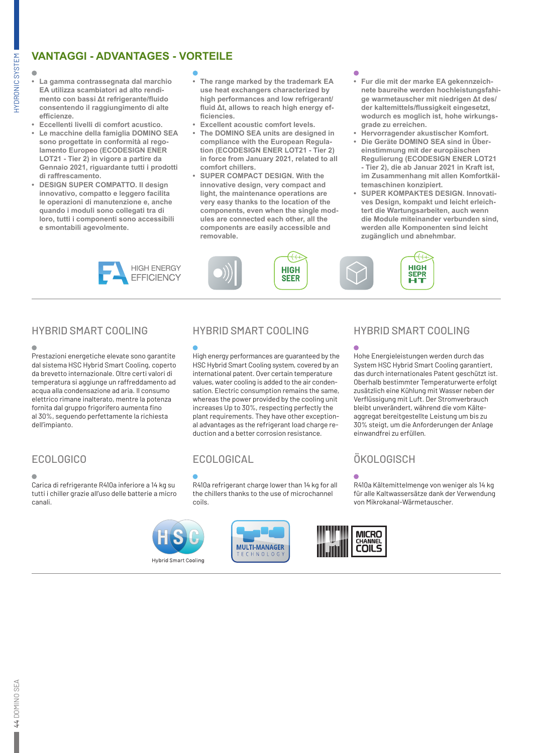## VANTAGGI - ADVANTAGES - VORTEILE

- **La gamma contrassegnata dal marchio EA utilizza scambiatori ad alto rendimento con bassi Δt refrigerante/fluido consentendo il raggiungimento di alte efficienze.**
- **Eccellenti livelli di comfort acustico.**
- **Le macchine della famiglia DOMINO SEA sono progettate in conformità al regolamento Europeo (ECODESIGN ENER LOT21 - Tier 2) in vigore a partire da Gennaio 2021, riguardante tutti i prodotti di raffrescamento.**
- **DESIGN SUPER COMPATTO. Il design innovativo, compatto e leggero facilita le operazioni di manutenzione e, anche quando i moduli sono collegati tra di loro, tutti i componenti sono accessibili e smontabili agevolmente.**

- **The range marked by the trademark EA use heat exchangers characterized by high performances and low refrigerant/fluid Δt, allows to reach high energy efficiencies.**
- **Excellent acoustic comfort levels.**
- **The DOMINO SEA units are designed in compliance with the European Regulation (ECODESIGN ENER LOT21 - Tier 2) in force from January 2021, related to all comfort chillers.**
- **SUPER COMPACT DESIGN. With the innovative design, very compact and light, the maintenance operations are very easy thanks to the location of the components, even when the single modules are connected each other, all the components are easily accessible and removable.**

- **Fur die mit der marke EA gekennzeichnete baureihe werden hochleistungsfahige warmetauscher mit niedrigen Δt des/der kaltemittels/flussigkeit eingesetzt, wodurch es moglich ist, hohe wirkungsgrade zu erreichen.**
- **Hervorragender akustischer Komfort.**
- **Die Geräte DOMINO SEA sind in Übereinstimmung mit der europäischen Regulierung (ECODESIGN ENER LOT21 - Tier 2), die ab Januar 2021 in Kraft ist, im Zusammenhang mit allen Komfortkältemaschinen konzipiert.**
- **SUPER KOMPAKTES DESIGN. Innovatives Design, kompakt und leicht erleichtert die Wartungsarbeiten, auch wenn die Module miteinander verbunden sind, werden alle Komponenten sind leicht zugänglich und abnehmbar.**

HIGH ENERGY EFFICIENCY

HIGH SEER

HIGH SEPR HT

### HYBRID SMART COOLING

Prestazioni energetiche elevate sono garantite dal sistema HSC Hybrid Smart Cooling, coperto da brevetto internazionale. Oltre certi valori di temperatura si aggiunge un raffreddamento ad acqua alla condensazione ad aria. Il consumo elettrico rimane inalterato, mentre la potenza fornita dal gruppo frigorifero aumenta fino al 30%, seguendo perfettamente la richiesta dell'impianto.

### HYBRID SMART COOLING

High energy performances are guaranteed by the HSC Hybrid Smart Cooling system, covered by an international patent. Over certain temperature values, water cooling is added to the air condensation. Electric consumption remains the same, whereas the power provided by the cooling unit increases Up to 30%, respecting perfectly the plant requirements. They have other exceptional advantages as the refrigerant load charge reduction and a better corrosion resistance.

### HYBRID SMART COOLING

Hohe Energieleistungen werden durch das System HSC Hybrid Smart Cooling garantiert, das durch internationales Patent geschützt ist. Oberhalb bestimmter Temperaturwerte erfolgt zusätzlich eine Kühlung mit Wasser neben der Verflüssigung mit Luft. Der Stromverbrauch bleibt unverändert, während die vom Kälteaggregat bereitgestellte Leistung um bis zu 30% steigt, um die Anforderungen der Anlage einwandfrei zu erfüllen.

### ECOLOGICO

Carica di refrigerante R410a inferiore a 14 kg su tutti i chiller grazie all'uso delle batterie a micro canali.

### ECOLOGICAL

R410a refrigerant charge lower than 14 kg for all the chillers thanks to the use of microchannel coils.

### ÖKOLOGISCH

R410a Kältemittelmenge von weniger als 14 kg für alle Kaltwassersätze dank der Verwendung von Mikrokanal-Wärmetauscher.

HSC Hybrid Smart Cooling

MULTI-MANAGER TECHNOLOGY

MICRO CHANNEL COILS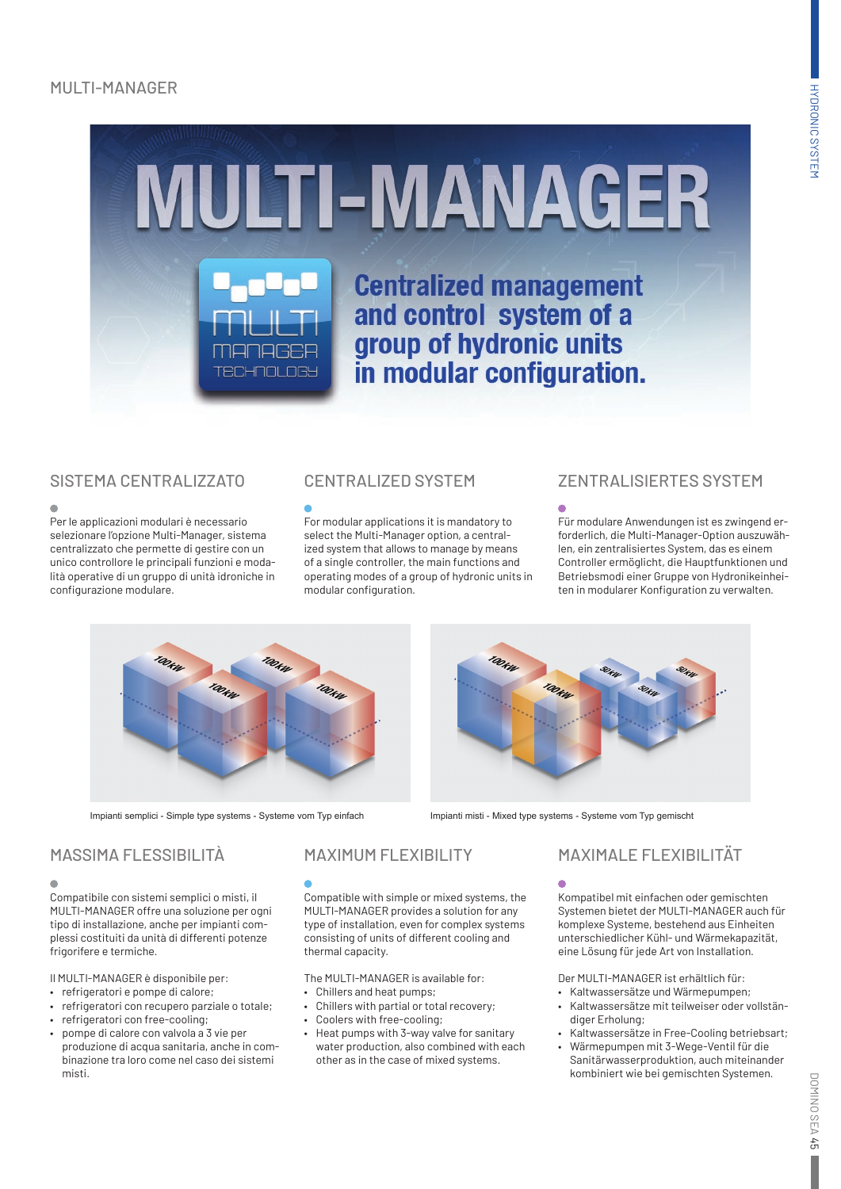# MULTI-MANAGER

## MULTI-MANAGER

Centralized management and control system of a group of hydronic units in modular configuration.

## SISTEMA CENTRALIZZATO

Per le applicazioni modulari è necessario selezionare l'opzione Multi-Manager, sistema centralizzato che permette di gestire con un unico controllore le principali funzioni e modalità operative di un gruppo di unità idroniche in configurazione modulare.

## CENTRALIZED SYSTEM

For modular applications it is mandatory to select the Multi-Manager option, a centralized system that allows to manage by means of a single controller, the main functions and operating modes of a group of hydronic units in modular configuration.

## ZENTRALISIERTES SYSTEM

Für modulare Anwendungen ist es zwingend erforderlich, die Multi-Manager-Option auszuwählen, ein zentralisiertes System, das es einem Controller ermöglicht, die Hauptfunktionen und Betriebsmodi einer Gruppe von Hydronikeinheiten in modularer Konfiguration zu verwalten.

Impianti semplici - Simple type systems - Systeme vom Typ einfach

Impianti misti - Mixed type systems - Systeme vom Typ gemischt

## MASSIMA FLESSIBILITÀ

Compatibile con sistemi semplici o misti, il MULTI-MANAGER offre una soluzione per ogni tipo di installazione, anche per impianti complessi costituiti da unità di differenti potenze frigorifere e termiche.

Il MULTI-MANAGER è disponibile per:

- refrigeratori e pompe di calore;
- refrigeratori con recupero parziale o totale;
- refrigeratori con free-cooling;
- pompe di calore con valvola a 3 vie per produzione di acqua sanitaria, anche in combinazione tra loro come nel caso dei sistemi misti.

## MAXIMUM FLEXIBILITY

Compatible with simple or mixed systems, the MULTI-MANAGER provides a solution for any type of installation, even for complex systems consisting of units of different cooling and thermal capacity.

The MULTI-MANAGER is available for:

- Chillers and heat pumps;
- Chillers with partial or total recovery;
- Coolers with free-cooling;
- Heat pumps with 3-way valve for sanitary water production, also combined with each other as in the case of mixed systems.

## MAXIMALE FLEXIBILITÄT

Kompatibel mit einfachen oder gemischten Systemen bietet der MULTI-MANAGER auch für komplexe Systeme, bestehend aus Einheiten unterschiedlicher Kühl- und Wärmekapazität, eine Lösung für jede Art von Installation.

Der MULTI-MANAGER ist erhältlich für:

- Kaltwassersätze und Wärmepumpen;
- Kaltwassersätze mit teilweiser oder vollständiger Erholung;
- Kaltwassersätze in Free-Cooling betriebsart;
- Wärmepumpen mit 3-Wege-Ventil für die Sanitärwasserproduktion, auch miteinander kombiniert wie bei gemischten Systemen.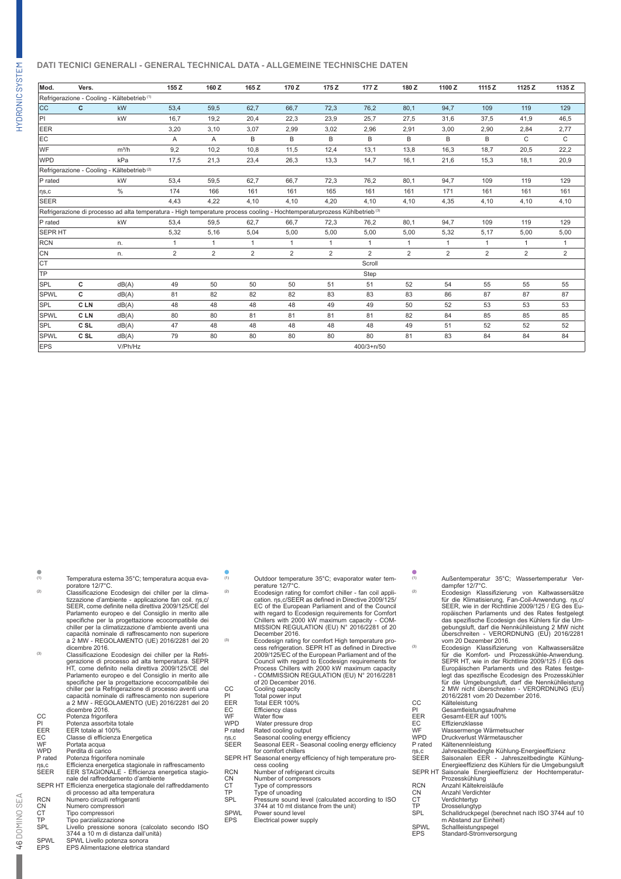## DATI TECNICI GENERALI - GENERAL TECHNICAL DATA - ALLGEMEINE TECHNISCHE DATEN

| Mod. | Vers. | | 155 Z | 160 Z | 165 Z | 170 Z | 175 Z | 177 Z | 180 Z | 1100 Z | 1115 Z | 1125 Z | 1135 Z |
|---|---|---|---|---|---|---|---|---|---|---|---|---|---|
| Refrigerazione - Cooling - Kältebetrieb [1] | | | | | | | | | | | | | |
| CC | C | kW | 53,4 | 59,5 | 62,7 | 66,7 | 72,3 | 76,2 | 80,1 | 94,7 | 109 | 119 | 129 |
| PI | | kW | 16,7 | 19,2 | 20,4 | 22,3 | 23,9 | 25,7 | 27,5 | 31,6 | 37,5 | 41,9 | 46,5 |
| EER | | | 3,20 | 3,10 | 3,07 | 2,99 | 3,02 | 2,96 | 2,91 | 3,00 | 2,90 | 2,84 | 2,77 |
| EC | | | A | A | B | B | B | B | B | B | B | C | C |
| WF | | m³/h | 9,2 | 10,2 | 10,8 | 11,5 | 12,4 | 13,1 | 13,8 | 16,3 | 18,7 | 20,5 | 22,2 |
| WPD | | kPa | 17,5 | 21,3 | 23,4 | 26,3 | 13,3 | 14,7 | 16,1 | 21,6 | 15,3 | 18,1 | 20,9 |
| Refrigerazione - Cooling - Kältebetrieb [2] | | | | | | | | | | | | | |
| P rated | | kW | 53,4 | 59,5 | 62,7 | 66,7 | 72,3 | 76,2 | 80,1 | 94,7 | 109 | 119 | 129 |
| ηs,c | | % | 174 | 166 | 161 | 161 | 165 | 161 | 161 | 171 | 161 | 161 | 161 |
| SEER | | | 4,43 | 4,22 | 4,10 | 4,10 | 4,20 | 4,10 | 4,10 | 4,35 | 4,10 | 4,10 | 4,10 |
| Refrigerazione di processo ad alta temperatura - High temperature process cooling - Hochtemperaturprozess Kühlbetrieb [3] | | | | | | | | | | | | | |
| P rated | | kW | 53,4 | 59,5 | 62,7 | 66,7 | 72,3 | 76,2 | 80,1 | 94,7 | 109 | 119 | 129 |
| SEPR HT | | | 5,32 | 5,16 | 5,04 | 5,00 | 5,00 | 5,00 | 5,00 | 5,32 | 5,17 | 5,00 | 5,00 |
| RCN | | n. | 1 | 1 | 1 | 1 | 1 | 1 | 1 | 1 | 1 | 1 | 1 |
| CN | | n. | 2 | 2 | 2 | 2 | 2 | 2 | 2 | 2 | 2 | 2 | 2 |
| CT | | | | | | | | Scroll | | | | | |
| TP | | | | | | | | Step | | | | | |
| SPL | C | dB(A) | 49 | 50 | 50 | 50 | 51 | 51 | 52 | 54 | 55 | 55 | 55 |
| SPWL | C | dB(A) | 81 | 82 | 82 | 82 | 83 | 83 | 83 | 86 | 87 | 87 | 87 |
| SPL | C LN | dB(A) | 48 | 48 | 48 | 48 | 49 | 49 | 50 | 52 | 53 | 53 | 53 |
| SPWL | C LN | dB(A) | 80 | 80 | 81 | 81 | 81 | 81 | 82 | 84 | 85 | 85 | 85 |
| SPL | C SL | dB(A) | 47 | 48 | 48 | 48 | 48 | 48 | 49 | 51 | 52 | 52 | 52 |
| SPWL | C SL | dB(A) | 79 | 80 | 80 | 80 | 80 | 80 | 81 | 83 | 84 | 84 | 84 |
| EPS | | V/Ph/Hz | | | | | | 400/3+n/50 | | | | | |

(1) Temperatura esterna 35°C; temperatura acqua evaporatore 12/7°C.
(2) Classificazione Ecodesign dei chiller per la climatizzazione d'ambiente - applicazione fan coil. ηs,c/ SEER, come definite nella direttiva 2009/125/CE del Parlamento europeo e del Consiglio in merito alle specifiche per la progettazione ecocompatibile dei chiller per la climatizzazione d'ambiente aventi una capacità nominale di raffrescamento non superiore a 2 MW - REGOLAMENTO (UE) 2016/2281 del 20 dicembre 2016.
(3) Classificazione Ecodesign dei chiller per la Refrigerazione di processo ad alta temperatura. SEPR HT, come definito nella direttiva 2009/125/CE del Parlamento europeo e del Consiglio in merito alle specifiche per la progettazione ecocompatibile dei chiller per la Refrigerazione di processo aventi una capacità nominale di raffrescamento non superiore a 2 MW - REGOLAMENTO (UE) 2016/2281 del 20 dicembre 2016.

CC Potenza frigorifera
PI Potenza assorbita totale
EER EER totale al 100%
EC Classe di efficienza Energetica
WF Portata acqua
WPD Perdita di carico
P rated Potenza frigorifera nominale
ηs,c Efficienza energetica stagionale in raffrescamento
SEER EER STAGIONALE - Efficienza energetica stagionale del raffreddamento d'ambiente
SEPR HT Efficienza energetica stagionale del raffreddamento di processo ad alta temperatura
RCN Numero circuiti refrigeranti
CN Numero compressori
CT Tipo compressori
TP Tipo parzializzazione
SPL Livello pressione sonora (calcolato secondo ISO 3744 a 10 m di distanza dall'unità)
SPWL SPWL Livello potenza sonora
EPS EPS Alimentazione elettrica standard

(1) Outdoor temperature 35°C; evaporator water temperature 12/7°C.
(2) Ecodesign rating for comfort chiller - fan coil application. ηs,c/SEER as defined in Directive 2009/125/EC of the European Parliament and of the Council with regard to Ecodesign requirements for Comfort Chillers with 2000 kW maximum capacity - COMMISSION REGULATION (EU) N° 2016/2281 of 20 December 2016.
(3) Ecodesign rating for comfort High temperature process refrigeration. SEPR HT as defined in Directive 2009/125/EC of the European Parliament and of the Council with regard to Ecodesign requirements for Process Chillers with 2000 kW maximum capacity - COMMISSION REGULATION (EU) N° 2016/2281 of 20 December 2016.

CC Cooling capacity
PI Total power input
EER Total EER 100%
EC Efficiency class
WF Water flow
WPD Water pressure drop
P rated Rated cooling output
ηs,c Seasonal cooling energy efficiency
SEER Seasonal EER - Seasonal cooling energy efficiency for comfort chillers
SEPR HT Seasonal energy efficiency of high temperature process cooling
RCN Number of refrigerant circuits
CN Number of compressors
CT Type of compressors
TP Type of unoading
SPL Pressure sound level (calculated according to ISO 3744 at 10 mt distance from the unit)
SPWL Power sound level
EPS Electrical power supply

(1) Außentemperatur 35°C; Wassertemperatur Verdampfer 12/7°C.
(2) Ecodesign Klassifizierung von Kaltwassersätze für die Klimatisierung, Fan-Coil-Anwendung. ηs,c/ SEER, wie in der Richtlinie 2009/125 / EG des Europäischen Parlaments und des Rates festgelegt das spezifische Ecodesign des Kühlers für die Umgebungsluft, darf die Nennkühlleistung 2 MW nicht überschreiten - VERORDNUNG (EU) 2016/2281 vom 20 Dezember 2016.
(3) Ecodesign Klassifizierung von Kaltwassersätze für die Komfort- und Prozesskühle-Anwendung. SEPR HT, wie in der Richtlinie 2009/125 / EG des Europäischen Parlaments und des Rates festgelegt das spezifische Ecodesign des Prozesskühler für die Umgebungsluft, darf die Nennkühlleistung 2 MW nicht überschreiten - VERORDNUNG (EU) 2016/2281 vom 20 Dezember 2016.

CC Kälteleistung
PI Gesamtleistungsaufnahme
EER Gesamt-EER auf 100%
EC Effizienzklasse
WF Wassermenge Wärmetauscher
WPD Druckverlust Wärmetauscher
P rated Kältenennleistung
ηs,c Jahreszeitbedingte Kühlung-Energieeffizienz
SEER Saisonalen EER - Jahreszeitbedingte Kühlung-Energieeffizienz des Kühlers für die Umgebungsluft
SEPR HT Saisonale Energieeffizienz der Hochtemperatur-Prozesskühlung
RCN Anzahl Kältekreisläufe
CN Anzahl Verdichter
CT Verdichtertyp
TP Drosselungstyp
SPL Schalldruckpegel (berechnet nach ISO 3744 auf 10 m Abstand zur Einheit)
SPWL Schallleistungspegel
EPS Standard-Stromversorgung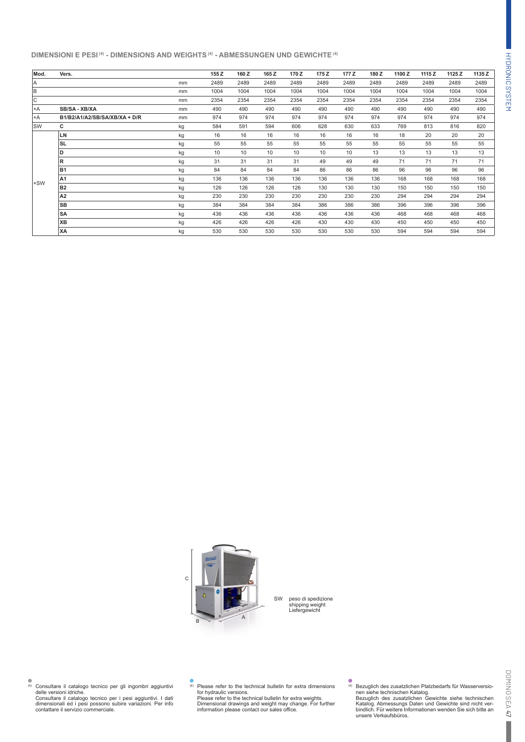## DIMENSIONI E PESI [4] - DIMENSIONS AND WEIGHTS [4] - ABMESSUNGEN UND GEWICHTE [4]

| Mod. | Vers. | | 155 Z | 160 Z | 165 Z | 170 Z | 175 Z | 177 Z | 180 Z | 1100 Z | 1115 Z | 1125 Z | 1135 Z |
|---|---|---|---|---|---|---|---|---|---|---|---|---|---|
| A | | mm | 2489 | 2489 | 2489 | 2489 | 2489 | 2489 | 2489 | 2489 | 2489 | 2489 | 2489 |
| B | | mm | 1004 | 1004 | 1004 | 1004 | 1004 | 1004 | 1004 | 1004 | 1004 | 1004 | 1004 |
| C | | mm | 2354 | 2354 | 2354 | 2354 | 2354 | 2354 | 2354 | 2354 | 2354 | 2354 | 2354 |
| +A | **SB/SA - XB/XA** | mm | 490 | 490 | 490 | 490 | 490 | 490 | 490 | 490 | 490 | 490 | 490 |
| +A | **B1/B2/A1/A2/SB/SA/XB/XA + D/R** | mm | 974 | 974 | 974 | 974 | 974 | 974 | 974 | 974 | 974 | 974 | 974 |
| SW | **C** | kg | 584 | 591 | 594 | 606 | 628 | 630 | 633 | 769 | 813 | 816 | 820 |
| +SW | **LN** | kg | 16 | 16 | 16 | 16 | 16 | 16 | 16 | 18 | 20 | 20 | 20 |
| | **SL** | kg | 55 | 55 | 55 | 55 | 55 | 55 | 55 | 55 | 55 | 55 | 55 |
| | **D** | kg | 10 | 10 | 10 | 10 | 10 | 10 | 13 | 13 | 13 | 13 | 13 |
| | **R** | kg | 31 | 31 | 31 | 31 | 49 | 49 | 49 | 71 | 71 | 71 | 71 |
| | **B1** | kg | 84 | 84 | 84 | 84 | 86 | 86 | 86 | 96 | 96 | 96 | 96 |
| | **A1** | kg | 136 | 136 | 136 | 136 | 136 | 136 | 136 | 168 | 168 | 168 | 168 |
| | **B2** | kg | 126 | 126 | 126 | 126 | 130 | 130 | 130 | 150 | 150 | 150 | 150 |
| | **A2** | kg | 230 | 230 | 230 | 230 | 230 | 230 | 230 | 294 | 294 | 294 | 294 |
| | **SB** | kg | 384 | 384 | 384 | 384 | 386 | 386 | 386 | 396 | 396 | 396 | 396 |
| | **SA** | kg | 436 | 436 | 436 | 436 | 436 | 436 | 436 | 468 | 468 | 468 | 468 |
| | **XB** | kg | 426 | 426 | 426 | 426 | 430 | 430 | 430 | 450 | 450 | 450 | 450 |
| | **XA** | kg | 530 | 530 | 530 | 530 | 530 | 530 | 530 | 594 | 594 | 594 | 594 |

C

B

A

SW peso di spedizione
shipping weight
Liefergewicht

[4] Consultare il catalogo tecnico per gli ingombri aggiuntivi delle versioni idriche.
Consultare il catalogo tecnico per i pesi aggiuntivi. I dati dimensionali ed i pesi possono subire variazioni. Per info contattare il servizio commerciale.

[4] Please refer to the technical bulletin for extra dimensions for hydraulic versions.
Please refer to the technical bulletin for extra weights. Dimensional drawings and weight may change. For further information please contact our sales office.

[4] Bezuglich des zusatzlichen Platzbedarfs für Wasserversionen siehe technischen Katalog.
Bezuglich des zusatzlichen Gewichte siehe technischen Katalog. Abmessungs Daten und Gewichte sind nicht verbindlich. Für weitere Informationen wenden Sie sich bitte an unsere Verkaufsbüros.